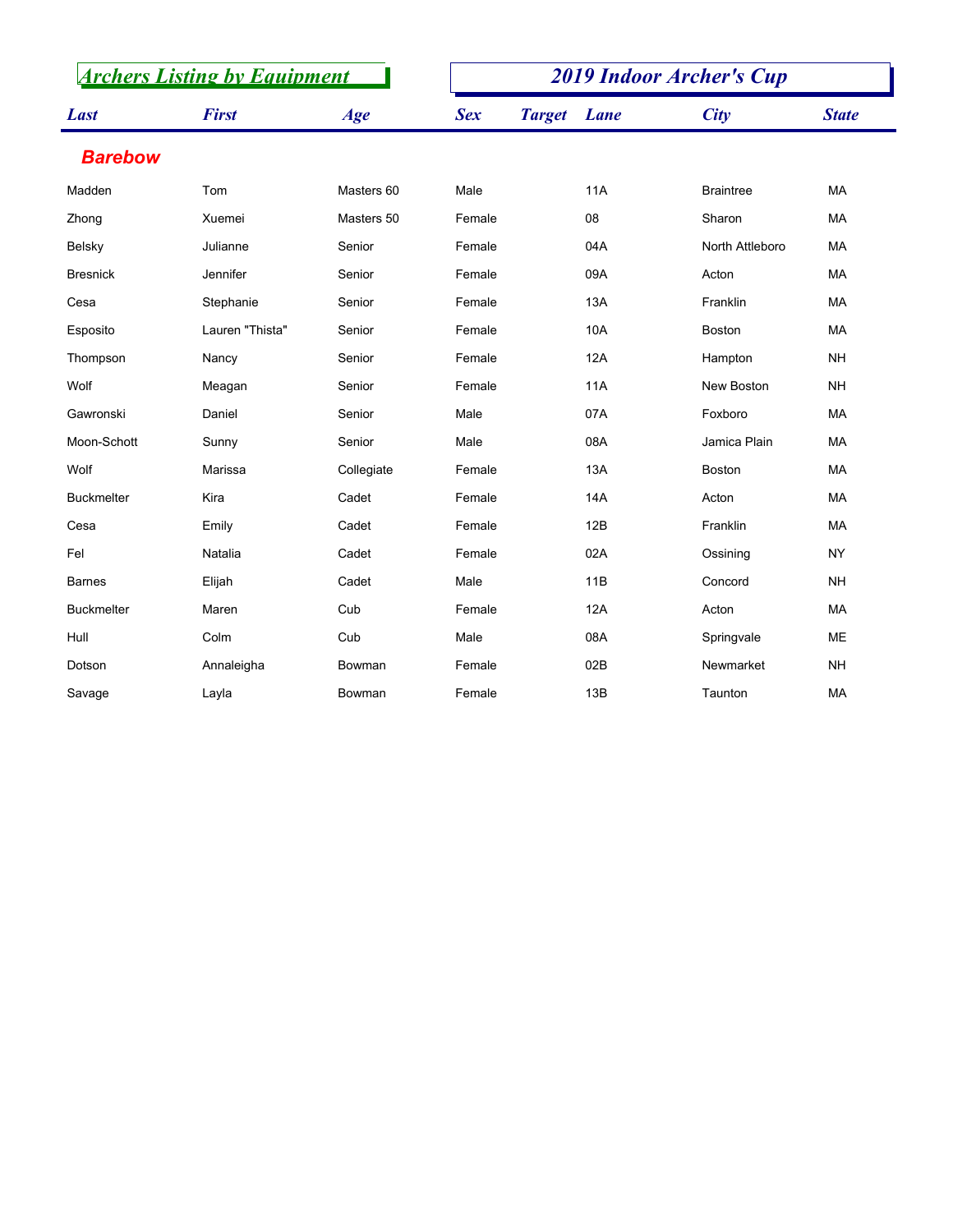# Archers Listing by Equipment

# 2019 Indoor Archer's Cup

## Barebow

| Last | First | Age | Sex | Target | Lane | City | State |
|---|---|---|---|---|---|---|---|
| Madden | Tom | Masters 60 | Male | | 11A | Braintree | MA |
| Zhong | Xuemei | Masters 50 | Female | | 08 | Sharon | MA |
| Belsky | Julianne | Senior | Female | | 04A | North Attleboro | MA |
| Bresnick | Jennifer | Senior | Female | | 09A | Acton | MA |
| Cesa | Stephanie | Senior | Female | | 13A | Franklin | MA |
| Esposito | Lauren "Thista" | Senior | Female | | 10A | Boston | MA |
| Thompson | Nancy | Senior | Female | | 12A | Hampton | NH |
| Wolf | Meagan | Senior | Female | | 11A | New Boston | NH |
| Gawronski | Daniel | Senior | Male | | 07A | Foxboro | MA |
| Moon-Schott | Sunny | Senior | Male | | 08A | Jamica Plain | MA |
| Wolf | Marissa | Collegiate | Female | | 13A | Boston | MA |
| Buckmelter | Kira | Cadet | Female | | 14A | Acton | MA |
| Cesa | Emily | Cadet | Female | | 12B | Franklin | MA |
| Fel | Natalia | Cadet | Female | | 02A | Ossining | NY |
| Barnes | Elijah | Cadet | Male | | 11B | Concord | NH |
| Buckmelter | Maren | Cub | Female | | 12A | Acton | MA |
| Hull | Colm | Cub | Male | | 08A | Springvale | ME |
| Dotson | Annaleigha | Bowman | Female | | 02B | Newmarket | NH |
| Savage | Layla | Bowman | Female | | 13B | Taunton | MA |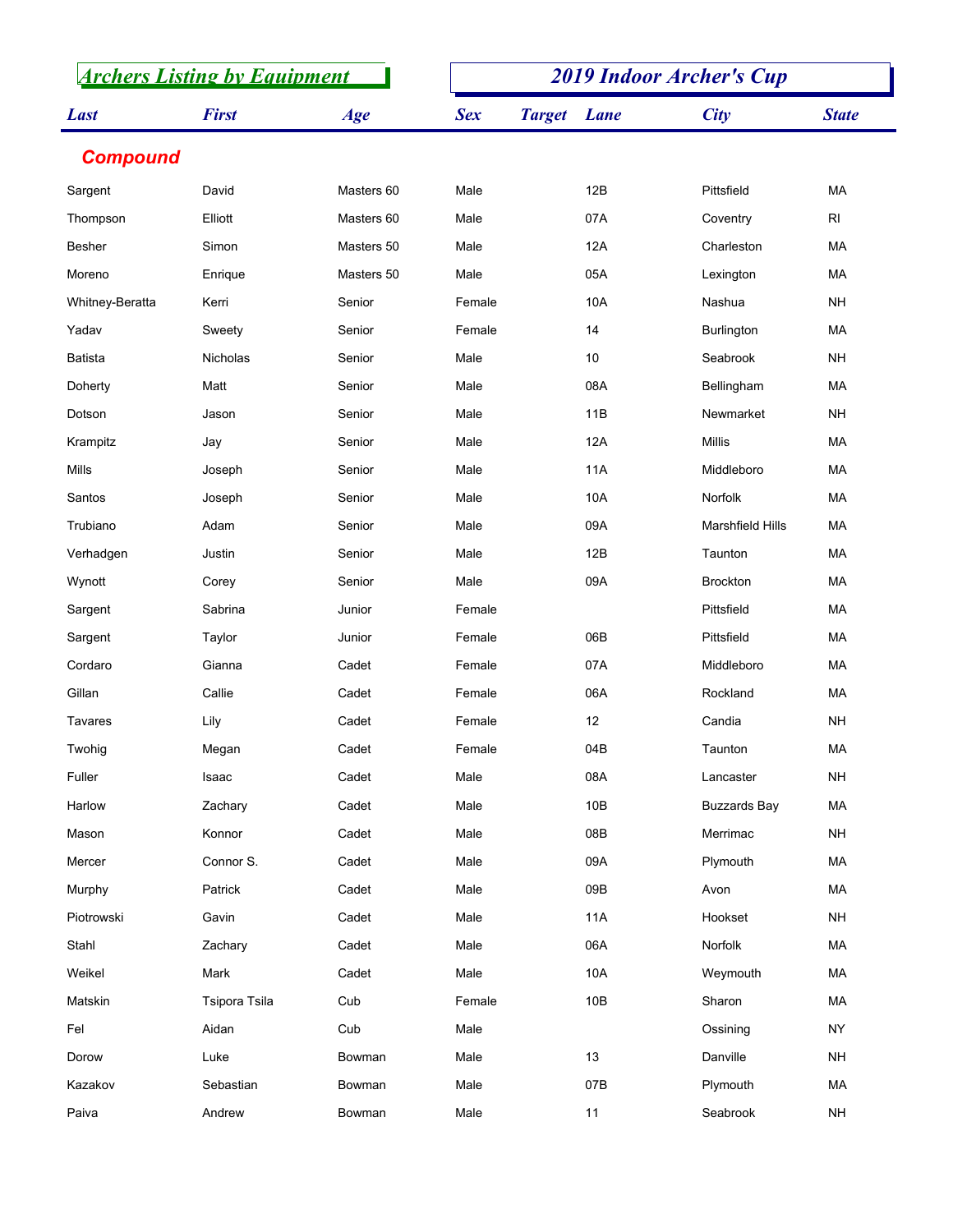## Archers Listing by Equipment

## 2019 Indoor Archer's Cup

| Last | First | Age | Sex | Target | Lane | City | State |
|---|---|---|---|---|---|---|---|
| **Compound** | | | | | | | |
| Sargent | David | Masters 60 | Male | | 12B | Pittsfield | MA |
| Thompson | Elliott | Masters 60 | Male | | 07A | Coventry | RI |
| Besher | Simon | Masters 50 | Male | | 12A | Charleston | MA |
| Moreno | Enrique | Masters 50 | Male | | 05A | Lexington | MA |
| Whitney-Beratta | Kerri | Senior | Female | | 10A | Nashua | NH |
| Yadav | Sweety | Senior | Female | | 14 | Burlington | MA |
| Batista | Nicholas | Senior | Male | | 10 | Seabrook | NH |
| Doherty | Matt | Senior | Male | | 08A | Bellingham | MA |
| Dotson | Jason | Senior | Male | | 11B | Newmarket | NH |
| Krampitz | Jay | Senior | Male | | 12A | Millis | MA |
| Mills | Joseph | Senior | Male | | 11A | Middleboro | MA |
| Santos | Joseph | Senior | Male | | 10A | Norfolk | MA |
| Trubiano | Adam | Senior | Male | | 09A | Marshfield Hills | MA |
| Verhadgen | Justin | Senior | Male | | 12B | Taunton | MA |
| Wynott | Corey | Senior | Male | | 09A | Brockton | MA |
| Sargent | Sabrina | Junior | Female | | | Pittsfield | MA |
| Sargent | Taylor | Junior | Female | | 06B | Pittsfield | MA |
| Cordaro | Gianna | Cadet | Female | | 07A | Middleboro | MA |
| Gillan | Callie | Cadet | Female | | 06A | Rockland | MA |
| Tavares | Lily | Cadet | Female | | 12 | Candia | NH |
| Twohig | Megan | Cadet | Female | | 04B | Taunton | MA |
| Fuller | Isaac | Cadet | Male | | 08A | Lancaster | NH |
| Harlow | Zachary | Cadet | Male | | 10B | Buzzards Bay | MA |
| Mason | Konnor | Cadet | Male | | 08B | Merrimac | NH |
| Mercer | Connor S. | Cadet | Male | | 09A | Plymouth | MA |
| Murphy | Patrick | Cadet | Male | | 09B | Avon | MA |
| Piotrowski | Gavin | Cadet | Male | | 11A | Hookset | NH |
| Stahl | Zachary | Cadet | Male | | 06A | Norfolk | MA |
| Weikel | Mark | Cadet | Male | | 10A | Weymouth | MA |
| Matskin | Tsipora Tsila | Cub | Female | | 10B | Sharon | MA |
| Fel | Aidan | Cub | Male | | | Ossining | NY |
| Dorow | Luke | Bowman | Male | | 13 | Danville | NH |
| Kazakov | Sebastian | Bowman | Male | | 07B | Plymouth | MA |
| Paiva | Andrew | Bowman | Male | | 11 | Seabrook | NH |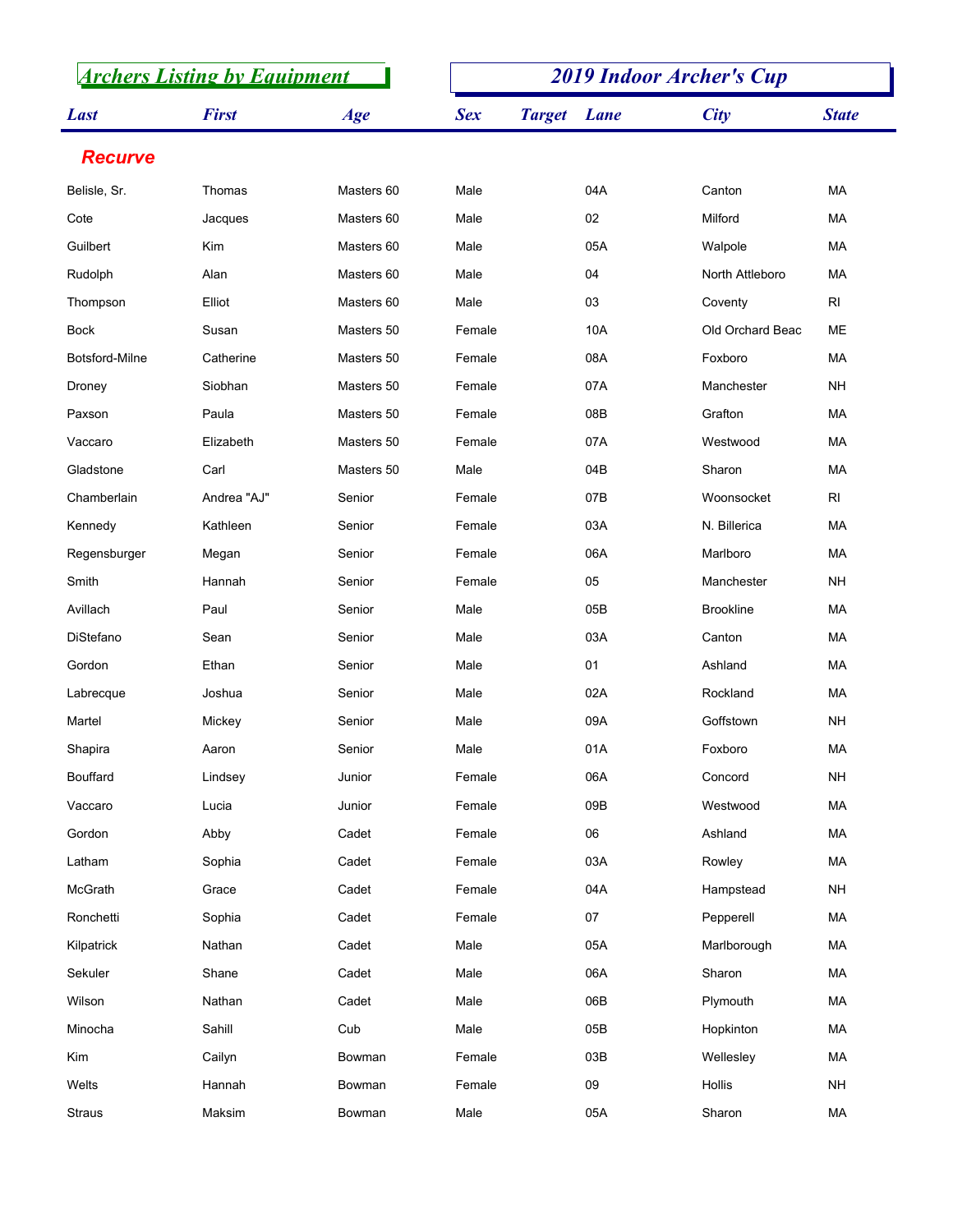## Archers Listing by Equipment

## 2019 Indoor Archer's Cup

| Last | First | Age | Sex | Target | Lane | City | State |
|---|---|---|---|---|---|---|---|
| **Recurve** | | | | | | | |
| Belisle, Sr. | Thomas | Masters 60 | Male | | 04A | Canton | MA |
| Cote | Jacques | Masters 60 | Male | | 02 | Milford | MA |
| Guilbert | Kim | Masters 60 | Male | | 05A | Walpole | MA |
| Rudolph | Alan | Masters 60 | Male | | 04 | North Attleboro | MA |
| Thompson | Elliot | Masters 60 | Male | | 03 | Coventy | RI |
| Bock | Susan | Masters 50 | Female | | 10A | Old Orchard Beac | ME |
| Botsford-Milne | Catherine | Masters 50 | Female | | 08A | Foxboro | MA |
| Droney | Siobhan | Masters 50 | Female | | 07A | Manchester | NH |
| Paxson | Paula | Masters 50 | Female | | 08B | Grafton | MA |
| Vaccaro | Elizabeth | Masters 50 | Female | | 07A | Westwood | MA |
| Gladstone | Carl | Masters 50 | Male | | 04B | Sharon | MA |
| Chamberlain | Andrea "AJ" | Senior | Female | | 07B | Woonsocket | RI |
| Kennedy | Kathleen | Senior | Female | | 03A | N. Billerica | MA |
| Regensburger | Megan | Senior | Female | | 06A | Marlboro | MA |
| Smith | Hannah | Senior | Female | | 05 | Manchester | NH |
| Avillach | Paul | Senior | Male | | 05B | Brookline | MA |
| DiStefano | Sean | Senior | Male | | 03A | Canton | MA |
| Gordon | Ethan | Senior | Male | | 01 | Ashland | MA |
| Labrecque | Joshua | Senior | Male | | 02A | Rockland | MA |
| Martel | Mickey | Senior | Male | | 09A | Goffstown | NH |
| Shapira | Aaron | Senior | Male | | 01A | Foxboro | MA |
| Bouffard | Lindsey | Junior | Female | | 06A | Concord | NH |
| Vaccaro | Lucia | Junior | Female | | 09B | Westwood | MA |
| Gordon | Abby | Cadet | Female | | 06 | Ashland | MA |
| Latham | Sophia | Cadet | Female | | 03A | Rowley | MA |
| McGrath | Grace | Cadet | Female | | 04A | Hampstead | NH |
| Ronchetti | Sophia | Cadet | Female | | 07 | Pepperell | MA |
| Kilpatrick | Nathan | Cadet | Male | | 05A | Marlborough | MA |
| Sekuler | Shane | Cadet | Male | | 06A | Sharon | MA |
| Wilson | Nathan | Cadet | Male | | 06B | Plymouth | MA |
| Minocha | Sahill | Cub | Male | | 05B | Hopkinton | MA |
| Kim | Cailyn | Bowman | Female | | 03B | Wellesley | MA |
| Welts | Hannah | Bowman | Female | | 09 | Hollis | NH |
| Straus | Maksim | Bowman | Male | | 05A | Sharon | MA |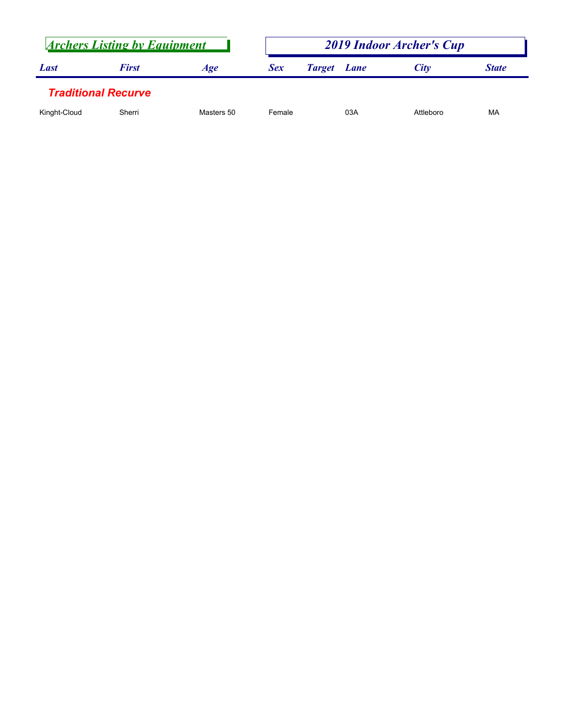## Archers Listing by Equipment

## 2019 Indoor Archer's Cup

| Last | First | Age | Sex | Target | Lane | City | State |
|---|---|---|---|---|---|---|---|
| **Traditional Recurve** | | | | | | | |
| Kinght-Cloud | Sherri | Masters 50 | Female | | 03A | Attleboro | MA |